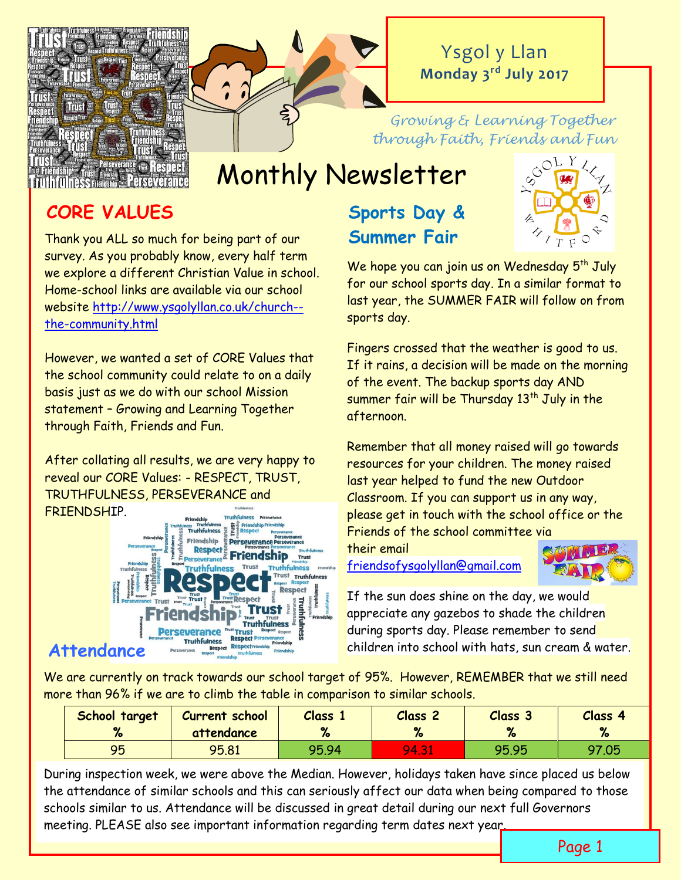# Ysgol y Llan
**Monday 3rd July 2017**

*Growing & Learning Together through Faith, Friends and Fun*

# Monthly Newsletter

## CORE VALUES

Thank you ALL so much for being part of our survey. As you probably know, every half term we explore a different Christian Value in school. Home-school links are available via our school website http://www.ysgolyllan.co.uk/church--the-community.html

However, we wanted a set of CORE Values that the school community could relate to on a daily basis just as we do with our school Mission statement – Growing and Learning Together through Faith, Friends and Fun.

After collating all results, we are very happy to reveal our CORE Values: - RESPECT, TRUST, TRUTHFULNESS, PERSEVERANCE and FRIENDSHIP.

## Sports Day & Summer Fair

We hope you can join us on Wednesday 5th July for our school sports day. In a similar format to last year, the SUMMER FAIR will follow on from sports day.

Fingers crossed that the weather is good to us. If it rains, a decision will be made on the morning of the event. The backup sports day AND summer fair will be Thursday 13th July in the afternoon.

Remember that all money raised will go towards resources for your children. The money raised last year helped to fund the new Outdoor Classroom. If you can support us in any way, please get in touch with the school office or the Friends of the school committee via their email friendsofysgolyllan@gmail.com

If the sun does shine on the day, we would appreciate any gazebos to shade the children during sports day. Please remember to send children into school with hats, sun cream & water.

## Attendance

We are currently on track towards our school target of 95%. However, REMEMBER that we still need more than 96% if we are to climb the table in comparison to similar schools.

| School target % | Current school attendance | Class 1 % | Class 2 % | Class 3 % | Class 4 % |
|---|---|---|---|---|---|
| 95 | 95.81 | 95.94 | 94.31 | 95.95 | 97.05 |

During inspection week, we were above the Median. However, holidays taken have since placed us below the attendance of similar schools and this can seriously affect our data when being compared to those schools similar to us. Attendance will be discussed in great detail during our next full Governors meeting. PLEASE also see important information regarding term dates next year.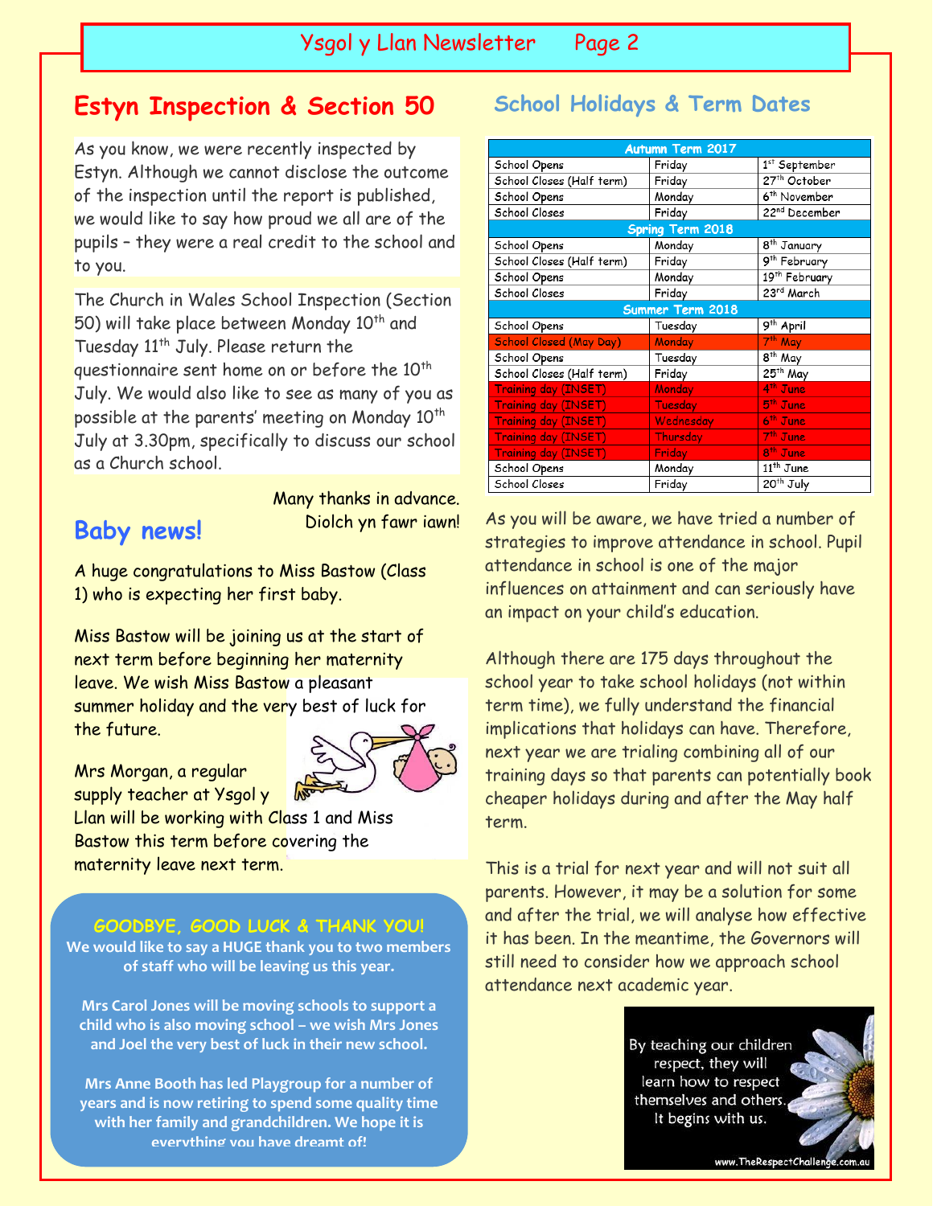## Estyn Inspection & Section 50

As you know, we were recently inspected by Estyn. Although we cannot disclose the outcome of the inspection until the report is published, we would like to say how proud we all are of the pupils – they were a real credit to the school and to you.

The Church in Wales School Inspection (Section 50) will take place between Monday 10th and Tuesday 11th July. Please return the questionnaire sent home on or before the 10th July. We would also like to see as many of you as possible at the parents' meeting on Monday 10th July at 3.30pm, specifically to discuss our school as a Church school.

Many thanks in advance.
Diolch yn fawr iawn!

## Baby news!

A huge congratulations to Miss Bastow (Class 1) who is expecting her first baby.

Miss Bastow will be joining us at the start of next term before beginning her maternity leave. We wish Miss Bastow a pleasant summer holiday and the very best of luck for the future.

Mrs Morgan, a regular supply teacher at Ysgol y Llan will be working with Class 1 and Miss Bastow this term before covering the maternity leave next term.

**GOODBYE, GOOD LUCK & THANK YOU!**

**We would like to say a HUGE thank you to two members of staff who will be leaving us this year.**

**Mrs Carol Jones will be moving schools to support a child who is also moving school – we wish Mrs Jones and Joel the very best of luck in their new school.**

**Mrs Anne Booth has led Playgroup for a number of years and is now retiring to spend some quality time with her family and grandchildren. We hope it is everything you have dreamt of!**

## School Holidays & Term Dates

| Autumn Term 2017 | | |
|---|---|---|
| School Opens | Friday | 1st September |
| School Closes (Half term) | Friday | 27th October |
| School Opens | Monday | 6th November |
| School Closes | Friday | 22nd December |
| **Spring Term 2018** | | |
| School Opens | Monday | 8th January |
| School Closes (Half term) | Friday | 9th February |
| School Opens | Monday | 19th February |
| School Closes | Friday | 23rd March |
| **Summer Term 2018** | | |
| School Opens | Tuesday | 9th April |
| School Closed (May Day) | Monday | 7th May |
| School Opens | Tuesday | 8th May |
| School Closes (Half term) | Friday | 25th May |
| Training day (INSET) | Monday | 4th June |
| Training day (INSET) | Tuesday | 5th June |
| Training day (INSET) | Wednesday | 6th June |
| Training day (INSET) | Thursday | 7th June |
| Training day (INSET) | Friday | 8th June |
| School Opens | Monday | 11th June |
| School Closes | Friday | 20th July |

As you will be aware, we have tried a number of strategies to improve attendance in school. Pupil attendance in school is one of the major influences on attainment and can seriously have an impact on your child's education.

Although there are 175 days throughout the school year to take school holidays (not within term time), we fully understand the financial implications that holidays can have. Therefore, next year we are trialing combining all of our training days so that parents can potentially book cheaper holidays during and after the May half term.

This is a trial for next year and will not suit all parents. However, it may be a solution for some and after the trial, we will analyse how effective it has been. In the meantime, the Governors will still need to consider how we approach school attendance next academic year.

By teaching our children respect, they will learn how to respect themselves and others. It begins with us.

www.TheRespectChallenge.com.au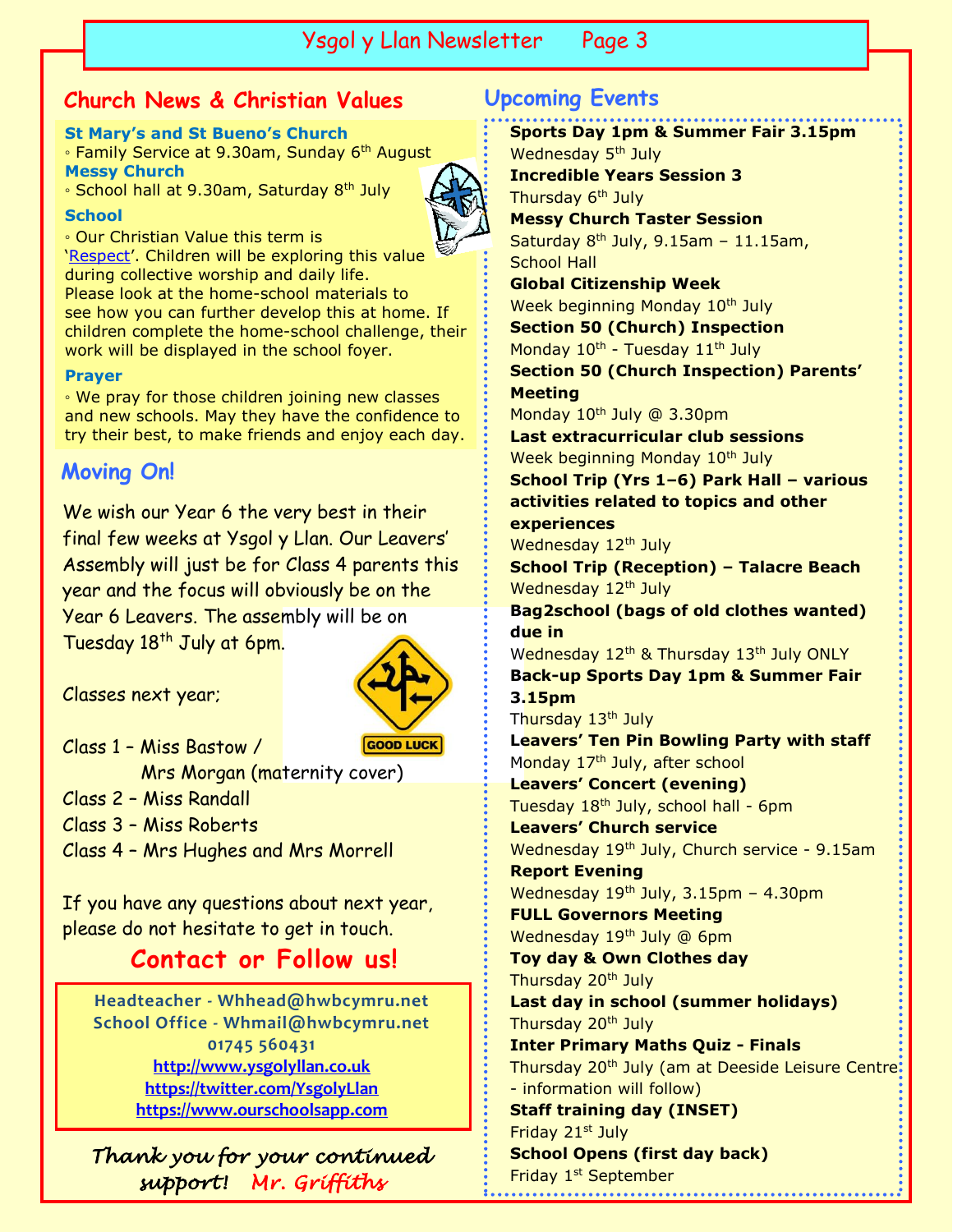## Church News & Christian Values

**St Mary's and St Bueno's Church**

◦ Family Service at 9.30am, Sunday 6th August

**Messy Church**

◦ School hall at 9.30am, Saturday 8th July

**School**

◦ Our Christian Value this term is 'Respect'. Children will be exploring this value during collective worship and daily life. Please look at the home-school materials to see how you can further develop this at home. If children complete the home-school challenge, their work will be displayed in the school foyer.

**Prayer**

◦ We pray for those children joining new classes and new schools. May they have the confidence to try their best, to make friends and enjoy each day.

## Moving On!

We wish our Year 6 the very best in their final few weeks at Ysgol y Llan. Our Leavers' Assembly will just be for Class 4 parents this year and the focus will obviously be on the Year 6 Leavers. The assembly will be on Tuesday 18th July at 6pm.

Classes next year;

Class 1 – Miss Bastow / Mrs Morgan (maternity cover)
Class 2 – Miss Randall
Class 3 – Miss Roberts
Class 4 – Mrs Hughes and Mrs Morrell

If you have any questions about next year, please do not hesitate to get in touch.

## Contact or Follow us!

**Headteacher - Whhead@hwbcymru.net**
**School Office - Whmail@hwbcymru.net**
**01745 560431**
http://www.ysgolyllan.co.uk
https://twitter.com/YsgolyLlan
https://www.ourschoolsapp.com

*Thank you for your continued support!* *Mr. Griffiths*

## Upcoming Events

**Sports Day 1pm & Summer Fair 3.15pm**
Wednesday 5th July

**Incredible Years Session 3**
Thursday 6th July

**Messy Church Taster Session**
Saturday 8th July, 9.15am – 11.15am, School Hall

**Global Citizenship Week**
Week beginning Monday 10th July

**Section 50 (Church) Inspection**
Monday 10th - Tuesday 11th July

**Section 50 (Church Inspection) Parents' Meeting**
Monday 10th July @ 3.30pm

**Last extracurricular club sessions**
Week beginning Monday 10th July

**School Trip (Yrs 1–6) Park Hall – various activities related to topics and other experiences**
Wednesday 12th July

**School Trip (Reception) – Talacre Beach**
Wednesday 12th July

**Bag2school (bags of old clothes wanted) due in**
Wednesday 12th & Thursday 13th July ONLY

**Back-up Sports Day 1pm & Summer Fair 3.15pm**
Thursday 13th July

**Leavers' Ten Pin Bowling Party with staff**
Monday 17th July, after school

**Leavers' Concert (evening)**
Tuesday 18th July, school hall - 6pm

**Leavers' Church service**
Wednesday 19th July, Church service - 9.15am

**Report Evening**
Wednesday 19th July, 3.15pm – 4.30pm

**FULL Governors Meeting**
Wednesday 19th July @ 6pm

**Toy day & Own Clothes day**
Thursday 20th July

**Last day in school (summer holidays)**
Thursday 20th July

**Inter Primary Maths Quiz - Finals**
Thursday 20th July (am at Deeside Leisure Centre - information will follow)

**Staff training day (INSET)**
Friday 21st July

**School Opens (first day back)**
Friday 1st September